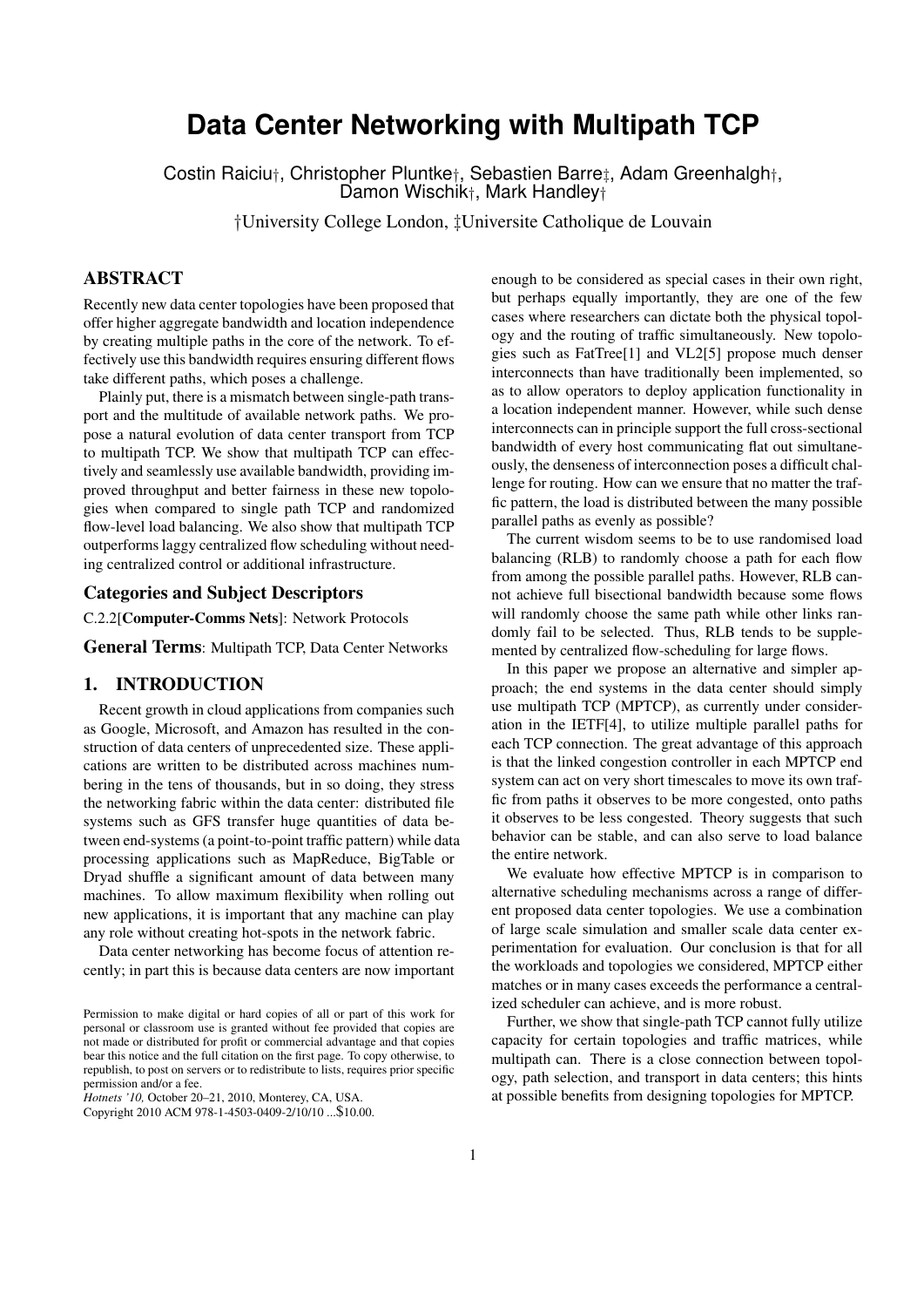# Data Center Networking with Multipath TCP

Costin Raiciu†, Christopher Pluntke†, Sebastien Barre‡, Adam Greenhalgh†, Damon Wischik†, Mark Handley†

†University College London, ‡Universite Catholique de Louvain

## ABSTRACT

Recently new data center topologies have been proposed that offer higher aggregate bandwidth and location independence by creating multiple paths in the core of the network. To effectively use this bandwidth requires ensuring different flows take different paths, which poses a challenge.

Plainly put, there is a mismatch between single-path transport and the multitude of available network paths. We propose a natural evolution of data center transport from TCP to multipath TCP. We show that multipath TCP can effectively and seamlessly use available bandwidth, providing improved throughput and better fairness in these new topologies when compared to single path TCP and randomized flow-level load balancing. We also show that multipath TCP outperforms laggy centralized flow scheduling without needing centralized control or additional infrastructure.

### Categories and Subject Descriptors

C.2.2[**Computer-Comms Nets**]: Network Protocols

### General Terms: Multipath TCP, Data Center Networks

## 1. INTRODUCTION

Recent growth in cloud applications from companies such as Google, Microsoft, and Amazon has resulted in the construction of data centers of unprecedented size. These applications are written to be distributed across machines numbering in the tens of thousands, but in so doing, they stress the networking fabric within the data center: distributed file systems such as GFS transfer huge quantities of data between end-systems (a point-to-point traffic pattern) while data processing applications such as MapReduce, BigTable or Dryad shuffle a significant amount of data between many machines. To allow maximum flexibility when rolling out new applications, it is important that any machine can play any role without creating hot-spots in the network fabric.

Data center networking has become focus of attention recently; in part this is because data centers are now important enough to be considered as special cases in their own right, but perhaps equally importantly, they are one of the few cases where researchers can dictate both the physical topology and the routing of traffic simultaneously. New topologies such as FatTree[1] and VL2[5] propose much denser interconnects than have traditionally been implemented, so as to allow operators to deploy application functionality in a location independent manner. However, while such dense interconnects can in principle support the full cross-sectional bandwidth of every host communicating flat out simultaneously, the denseness of interconnection poses a difficult challenge for routing. How can we ensure that no matter the traffic pattern, the load is distributed between the many possible parallel paths as evenly as possible?

The current wisdom seems to be to use randomised load balancing (RLB) to randomly choose a path for each flow from among the possible parallel paths. However, RLB cannot achieve full bisectional bandwidth because some flows will randomly choose the same path while other links randomly fail to be selected. Thus, RLB tends to be supplemented by centralized flow-scheduling for large flows.

In this paper we propose an alternative and simpler approach; the end systems in the data center should simply use multipath TCP (MPTCP), as currently under consideration in the IETF[4], to utilize multiple parallel paths for each TCP connection. The great advantage of this approach is that the linked congestion controller in each MPTCP end system can act on very short timescales to move its own traffic from paths it observes to be more congested, onto paths it observes to be less congested. Theory suggests that such behavior can be stable, and can also serve to load balance the entire network.

We evaluate how effective MPTCP is in comparison to alternative scheduling mechanisms across a range of different proposed data center topologies. We use a combination of large scale simulation and smaller scale data center experimentation for evaluation. Our conclusion is that for all the workloads and topologies we considered, MPTCP either matches or in many cases exceeds the performance a centralized scheduler can achieve, and is more robust.

Further, we show that single-path TCP cannot fully utilize capacity for certain topologies and traffic matrices, while multipath can. There is a close connection between topology, path selection, and transport in data centers; this hints at possible benefits from designing topologies for MPTCP.

Permission to make digital or hard copies of all or part of this work for personal or classroom use is granted without fee provided that copies are not made or distributed for profit or commercial advantage and that copies bear this notice and the full citation on the first page. To copy otherwise, to republish, to post on servers or to redistribute to lists, requires prior specific permission and/or a fee.
*Hotnets '10,* October 20–21, 2010, Monterey, CA, USA.
Copyright 2010 ACM 978-1-4503-0409-2/10/10 ...$10.00.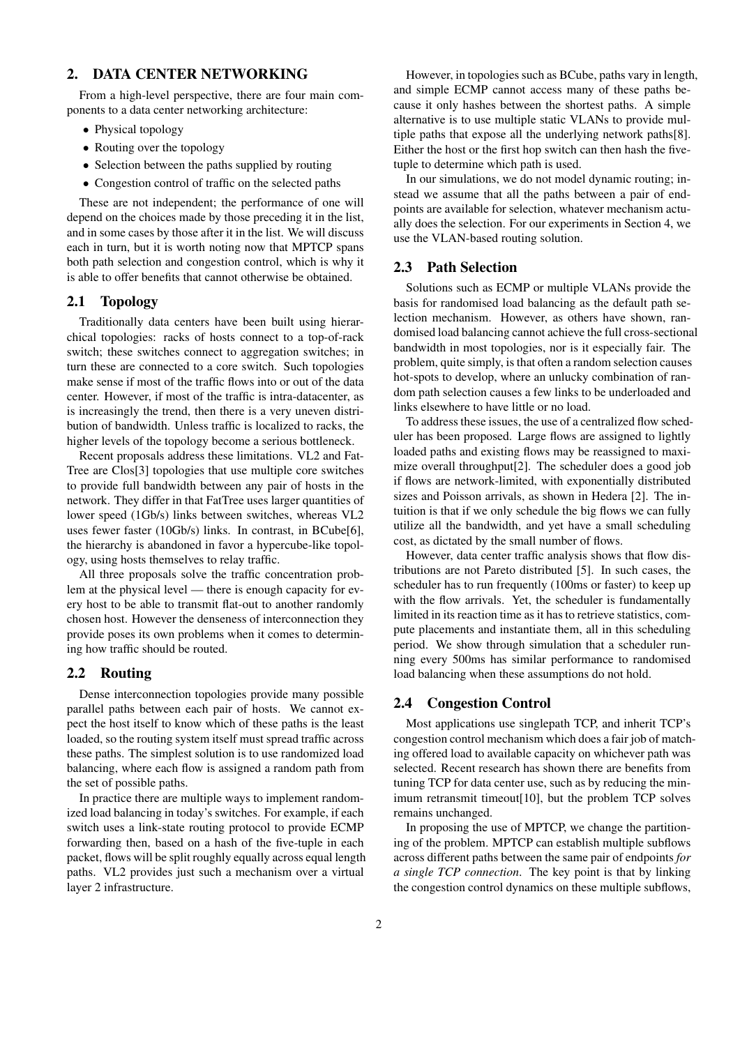## 2. DATA CENTER NETWORKING

From a high-level perspective, there are four main components to a data center networking architecture:

- Physical topology
- Routing over the topology
- Selection between the paths supplied by routing
- Congestion control of traffic on the selected paths

These are not independent; the performance of one will depend on the choices made by those preceding it in the list, and in some cases by those after it in the list. We will discuss each in turn, but it is worth noting now that MPTCP spans both path selection and congestion control, which is why it is able to offer benefits that cannot otherwise be obtained.

### 2.1 Topology

Traditionally data centers have been built using hierarchical topologies: racks of hosts connect to a top-of-rack switch; these switches connect to aggregation switches; in turn these are connected to a core switch. Such topologies make sense if most of the traffic flows into or out of the data center. However, if most of the traffic is intra-datacenter, as is increasingly the trend, then there is a very uneven distribution of bandwidth. Unless traffic is localized to racks, the higher levels of the topology become a serious bottleneck.

Recent proposals address these limitations. VL2 and FatTree are Clos[3] topologies that use multiple core switches to provide full bandwidth between any pair of hosts in the network. They differ in that FatTree uses larger quantities of lower speed (1Gb/s) links between switches, whereas VL2 uses fewer faster (10Gb/s) links. In contrast, in BCube[6], the hierarchy is abandoned in favor a hypercube-like topology, using hosts themselves to relay traffic.

All three proposals solve the traffic concentration problem at the physical level — there is enough capacity for every host to be able to transmit flat-out to another randomly chosen host. However the denseness of interconnection they provide poses its own problems when it comes to determining how traffic should be routed.

### 2.2 Routing

Dense interconnection topologies provide many possible parallel paths between each pair of hosts. We cannot expect the host itself to know which of these paths is the least loaded, so the routing system itself must spread traffic across these paths. The simplest solution is to use randomized load balancing, where each flow is assigned a random path from the set of possible paths.

In practice there are multiple ways to implement randomized load balancing in today's switches. For example, if each switch uses a link-state routing protocol to provide ECMP forwarding then, based on a hash of the five-tuple in each packet, flows will be split roughly equally across equal length paths. VL2 provides just such a mechanism over a virtual layer 2 infrastructure.

However, in topologies such as BCube, paths vary in length, and simple ECMP cannot access many of these paths because it only hashes between the shortest paths. A simple alternative is to use multiple static VLANs to provide multiple paths that expose all the underlying network paths[8]. Either the host or the first hop switch can then hash the five-tuple to determine which path is used.

In our simulations, we do not model dynamic routing; instead we assume that all the paths between a pair of endpoints are available for selection, whatever mechanism actually does the selection. For our experiments in Section 4, we use the VLAN-based routing solution.

### 2.3 Path Selection

Solutions such as ECMP or multiple VLANs provide the basis for randomised load balancing as the default path selection mechanism. However, as others have shown, randomised load balancing cannot achieve the full cross-sectional bandwidth in most topologies, nor is it especially fair. The problem, quite simply, is that often a random selection causes hot-spots to develop, where an unlucky combination of random path selection causes a few links to be underloaded and links elsewhere to have little or no load.

To address these issues, the use of a centralized flow scheduler has been proposed. Large flows are assigned to lightly loaded paths and existing flows may be reassigned to maximize overall throughput[2]. The scheduler does a good job if flows are network-limited, with exponentially distributed sizes and Poisson arrivals, as shown in Hedera [2]. The intuition is that if we only schedule the big flows we can fully utilize all the bandwidth, and yet have a small scheduling cost, as dictated by the small number of flows.

However, data center traffic analysis shows that flow distributions are not Pareto distributed [5]. In such cases, the scheduler has to run frequently (100ms or faster) to keep up with the flow arrivals. Yet, the scheduler is fundamentally limited in its reaction time as it has to retrieve statistics, compute placements and instantiate them, all in this scheduling period. We show through simulation that a scheduler running every 500ms has similar performance to randomised load balancing when these assumptions do not hold.

### 2.4 Congestion Control

Most applications use singlepath TCP, and inherit TCP's congestion control mechanism which does a fair job of matching offered load to available capacity on whichever path was selected. Recent research has shown there are benefits from tuning TCP for data center use, such as by reducing the minimum retransmit timeout[10], but the problem TCP solves remains unchanged.

In proposing the use of MPTCP, we change the partitioning of the problem. MPTCP can establish multiple subflows across different paths between the same pair of endpoints *for a single TCP connection*. The key point is that by linking the congestion control dynamics on these multiple subflows,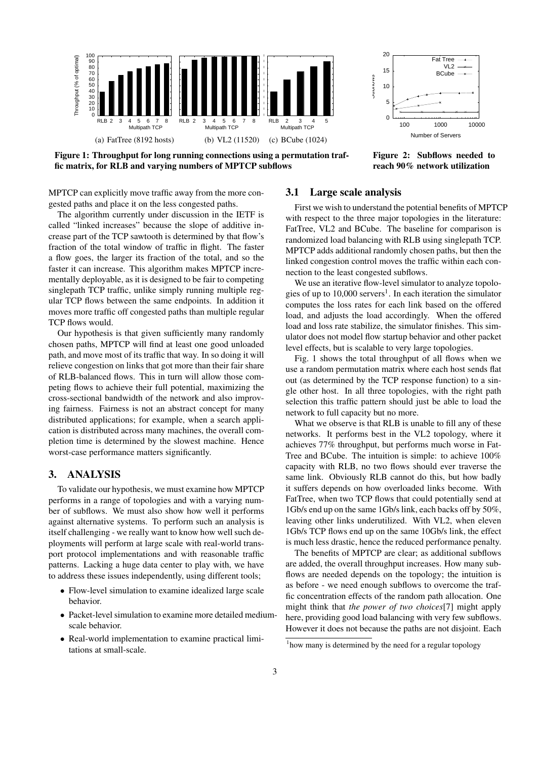Figure 1: Throughput for long running connections using a permutation traffic matrix, for RLB and varying numbers of MPTCP subflows

(a) FatTree (8192 hosts) (b) VL2 (11520) (c) BCube (1024)

Figure 2: Subflows needed to reach 90% network utilization

MPTCP can explicitly move traffic away from the more congested paths and place it on the less congested paths.

The algorithm currently under discussion in the IETF is called "linked increases" because the slope of additive increase part of the TCP sawtooth is determined by that flow's fraction of the total window of traffic in flight. The faster a flow goes, the larger its fraction of the total, and so the faster it can increase. This algorithm makes MPTCP incrementally deployable, as it is designed to be fair to competing singlepath TCP traffic, unlike simply running multiple regular TCP flows between the same endpoints. In addition it moves more traffic off congested paths than multiple regular TCP flows would.

Our hypothesis is that given sufficiently many randomly chosen paths, MPTCP will find at least one good unloaded path, and move most of its traffic that way. In so doing it will relieve congestion on links that got more than their fair share of RLB-balanced flows. This in turn will allow those competing flows to achieve their full potential, maximizing the cross-sectional bandwidth of the network and also improving fairness. Fairness is not an abstract concept for many distributed applications; for example, when a search application is distributed across many machines, the overall completion time is determined by the slowest machine. Hence worst-case performance matters significantly.

## 3. ANALYSIS

To validate our hypothesis, we must examine how MPTCP performs in a range of topologies and with a varying number of subflows. We must also show how well it performs against alternative systems. To perform such an analysis is itself challenging - we really want to know how well such deployments will perform at large scale with real-world transport protocol implementations and with reasonable traffic patterns. Lacking a huge data center to play with, we have to address these issues independently, using different tools;

- Flow-level simulation to examine idealized large scale behavior.
- Packet-level simulation to examine more detailed medium-scale behavior.
- Real-world implementation to examine practical limitations at small-scale.

### 3.1 Large scale analysis

First we wish to understand the potential benefits of MPTCP with respect to the three major topologies in the literature: FatTree, VL2 and BCube. The baseline for comparison is randomized load balancing with RLB using singlepath TCP. MPTCP adds additional randomly chosen paths, but then the linked congestion control moves the traffic within each connection to the least congested subflows.

We use an iterative flow-level simulator to analyze topologies of up to 10,000 servers[1]. In each iteration the simulator computes the loss rates for each link based on the offered load, and adjusts the load accordingly. When the offered load and loss rate stabilize, the simulator finishes. This simulator does not model flow startup behavior and other packet level effects, but is scalable to very large topologies.

Fig. 1 shows the total throughput of all flows when we use a random permutation matrix where each host sends flat out (as determined by the TCP response function) to a single other host. In all three topologies, with the right path selection this traffic pattern should just be able to load the network to full capacity but no more.

What we observe is that RLB is unable to fill any of these networks. It performs best in the VL2 topology, where it achieves 77% throughput, but performs much worse in FatTree and BCube. The intuition is simple: to achieve 100% capacity with RLB, no two flows should ever traverse the same link. Obviously RLB cannot do this, but how badly it suffers depends on how overloaded links become. With FatTree, when two TCP flows that could potentially send at 1Gb/s end up on the same 1Gb/s link, each backs off by 50%, leaving other links underutilized. With VL2, when eleven 1Gb/s TCP flows end up on the same 10Gb/s link, the effect is much less drastic, hence the reduced performance penalty.

The benefits of MPTCP are clear; as additional subflows are added, the overall throughput increases. How many subflows are needed depends on the topology; the intuition is as before - we need enough subflows to overcome the traffic concentration effects of the random path allocation. One might think that *the power of two choices*[7] might apply here, providing good load balancing with very few subflows. However it does not because the paths are not disjoint. Each

[1] how many is determined by the need for a regular topology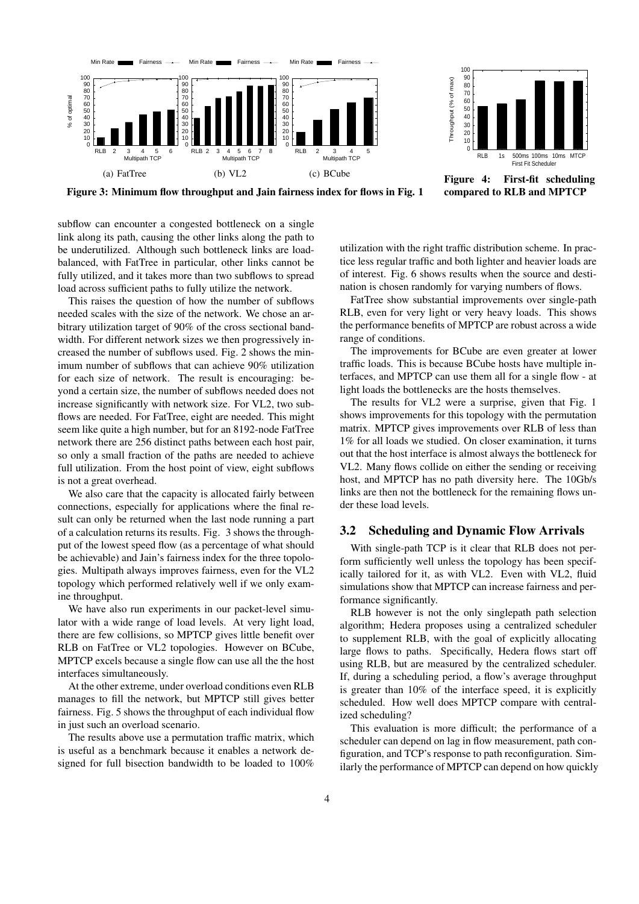Figure 3: Minimum flow throughput and Jain fairness index for flows in Fig. 1

Figure 4: First-fit scheduling compared to RLB and MPTCP

subflow can encounter a congested bottleneck on a single link along its path, causing the other links along the path to be underutilized. Although such bottleneck links are load-balanced, with FatTree in particular, other links cannot be fully utilized, and it takes more than two subflows to spread load across sufficient paths to fully utilize the network.

This raises the question of how the number of subflows needed scales with the size of the network. We chose an arbitrary utilization target of 90% of the cross sectional bandwidth. For different network sizes we then progressively increased the number of subflows used. Fig. 2 shows the minimum number of subflows that can achieve 90% utilization for each size of network. The result is encouraging: beyond a certain size, the number of subflows needed does not increase significantly with network size. For VL2, two subflows are needed. For FatTree, eight are needed. This might seem like quite a high number, but for an 8192-node FatTree network there are 256 distinct paths between each host pair, so only a small fraction of the paths are needed to achieve full utilization. From the host point of view, eight subflows is not a great overhead.

We also care that the capacity is allocated fairly between connections, especially for applications where the final result can only be returned when the last node running a part of a calculation returns its results. Fig. 3 shows the throughput of the lowest speed flow (as a percentage of what should be achievable) and Jain's fairness index for the three topologies. Multipath always improves fairness, even for the VL2 topology which performed relatively well if we only examine throughput.

We have also run experiments in our packet-level simulator with a wide range of load levels. At very light load, there are few collisions, so MPTCP gives little benefit over RLB on FatTree or VL2 topologies. However on BCube, MPTCP excels because a single flow can use all the the host interfaces simultaneously.

At the other extreme, under overload conditions even RLB manages to fill the network, but MPTCP still gives better fairness. Fig. 5 shows the throughput of each individual flow in just such an overload scenario.

The results above use a permutation traffic matrix, which is useful as a benchmark because it enables a network designed for full bisection bandwidth to be loaded to 100% utilization with the right traffic distribution scheme. In practice less regular traffic and both lighter and heavier loads are of interest. Fig. 6 shows results when the source and destination is chosen randomly for varying numbers of flows.

FatTree show substantial improvements over single-path RLB, even for very light or very heavy loads. This shows the performance benefits of MPTCP are robust across a wide range of conditions.

The improvements for BCube are even greater at lower traffic loads. This is because BCube hosts have multiple interfaces, and MPTCP can use them all for a single flow - at light loads the bottlenecks are the hosts themselves.

The results for VL2 were a surprise, given that Fig. 1 shows improvements for this topology with the permutation matrix. MPTCP gives improvements over RLB of less than 1% for all loads we studied. On closer examination, it turns out that the host interface is almost always the bottleneck for VL2. Many flows collide on either the sending or receiving host, and MPTCP has no path diversity here. The 10Gb/s links are then not the bottleneck for the remaining flows under these load levels.

## 3.2 Scheduling and Dynamic Flow Arrivals

With single-path TCP is it clear that RLB does not perform sufficiently well unless the topology has been specifically tailored for it, as with VL2. Even with VL2, fluid simulations show that MPTCP can increase fairness and performance significantly.

RLB however is not the only singlepath path selection algorithm; Hedera proposes using a centralized scheduler to supplement RLB, with the goal of explicitly allocating large flows to paths. Specifically, Hedera flows start off using RLB, but are measured by the centralized scheduler. If, during a scheduling period, a flow's average throughput is greater than 10% of the interface speed, it is explicitly scheduled. How well does MPTCP compare with centralized scheduling?

This evaluation is more difficult; the performance of a scheduler can depend on lag in flow measurement, path configuration, and TCP's response to path reconfiguration. Similarly the performance of MPTCP can depend on how quickly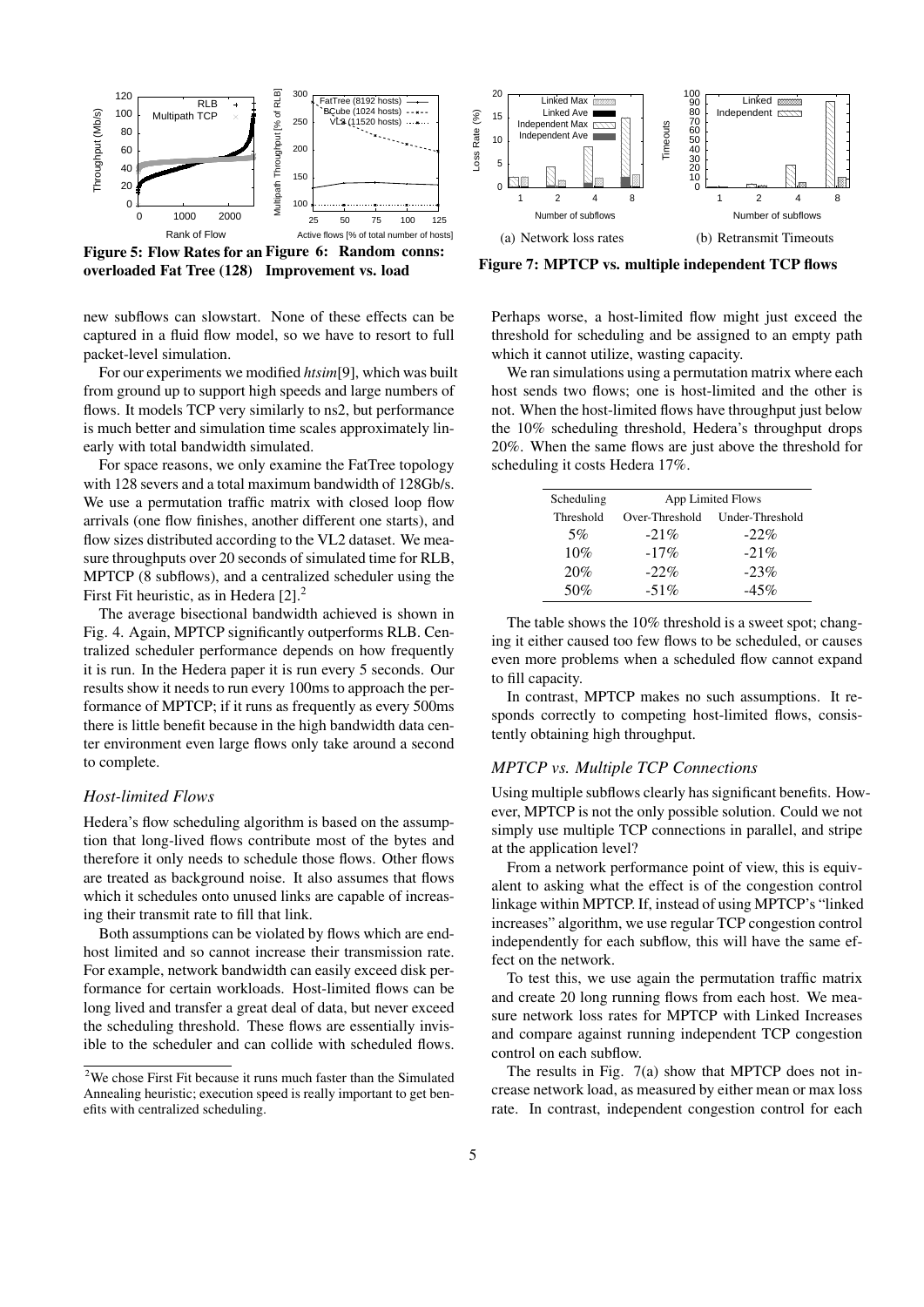120
100
80
60
40
20
0
Throughput (Mb/s)
0 1000 2000
Rank of Flow
RLB
Multipath TCP

300
250
200
150
100
Multipath Throughput [% of RLB]
25 50 75 100 125
Active flows [% of total number of hosts]
FatTree (8192 hosts)
BCube (1024 hosts)
VL2 (11520 hosts)

**Figure 5: Flow Rates for an overloaded Fat Tree (128)**

**Figure 6: Random conns: Improvement vs. load**

20
15
10
5
0
Loss Rate (%)
1 2 4 8
Number of subflows
Linked Max
Linked Ave
Independent Max
Independent Ave

(a) Network loss rates

100
90
80
70
60
50
40
30
20
10
0
Timeouts
1 2 4 8
Number of subflows
Linked
Independent

(b) Retransmit Timeouts

**Figure 7: MPTCP vs. multiple independent TCP flows**

new subflows can slowstart. None of these effects can be captured in a fluid flow model, so we have to resort to full packet-level simulation.

For our experiments we modified *htsim*[9], which was built from ground up to support high speeds and large numbers of flows. It models TCP very similarly to ns2, but performance is much better and simulation time scales approximately linearly with total bandwidth simulated.

For space reasons, we only examine the FatTree topology with 128 severs and a total maximum bandwidth of 128Gb/s. We use a permutation traffic matrix with closed loop flow arrivals (one flow finishes, another different one starts), and flow sizes distributed according to the VL2 dataset. We measure throughputs over 20 seconds of simulated time for RLB, MPTCP (8 subflows), and a centralized scheduler using the First Fit heuristic, as in Hedera [2].[2]

The average bisectional bandwidth achieved is shown in Fig. 4. Again, MPTCP significantly outperforms RLB. Centralized scheduler performance depends on how frequently it is run. In the Hedera paper it is run every 5 seconds. Our results show it needs to run every 100ms to approach the performance of MPTCP; if it runs as frequently as every 500ms there is little benefit because in the high bandwidth data center environment even large flows only take around a second to complete.

### *Host-limited Flows*

Hedera's flow scheduling algorithm is based on the assumption that long-lived flows contribute most of the bytes and therefore it only needs to schedule those flows. Other flows are treated as background noise. It also assumes that flows which it schedules onto unused links are capable of increasing their transmit rate to fill that link.

Both assumptions can be violated by flows which are end-host limited and so cannot increase their transmission rate. For example, network bandwidth can easily exceed disk performance for certain workloads. Host-limited flows can be long lived and transfer a great deal of data, but never exceed the scheduling threshold. These flows are essentially invisible to the scheduler and can collide with scheduled flows. Perhaps worse, a host-limited flow might just exceed the threshold for scheduling and be assigned to an empty path which it cannot utilize, wasting capacity.

We ran simulations using a permutation matrix where each host sends two flows; one is host-limited and the other is not. When the host-limited flows have throughput just below the 10% scheduling threshold, Hedera's throughput drops 20%. When the same flows are just above the threshold for scheduling it costs Hedera 17%.

| Scheduling | App Limited Flows | |
|---|---|---|
| Threshold | Over-Threshold | Under-Threshold |
| 5% | -21% | -22% |
| 10% | -17% | -21% |
| 20% | -22% | -23% |
| 50% | -51% | -45% |

The table shows the 10% threshold is a sweet spot; changing it either caused too few flows to be scheduled, or causes even more problems when a scheduled flow cannot expand to fill capacity.

In contrast, MPTCP makes no such assumptions. It responds correctly to competing host-limited flows, consistently obtaining high throughput.

### *MPTCP vs. Multiple TCP Connections*

Using multiple subflows clearly has significant benefits. However, MPTCP is not the only possible solution. Could we not simply use multiple TCP connections in parallel, and stripe at the application level?

From a network performance point of view, this is equivalent to asking what the effect is of the congestion control linkage within MPTCP. If, instead of using MPTCP's "linked increases" algorithm, we use regular TCP congestion control independently for each subflow, this will have the same effect on the network.

To test this, we use again the permutation traffic matrix and create 20 long running flows from each host. We measure network loss rates for MPTCP with Linked Increases and compare against running independent TCP congestion control on each subflow.

The results in Fig. 7(a) show that MPTCP does not increase network load, as measured by either mean or max loss rate. In contrast, independent congestion control for each

[2] We chose First Fit because it runs much faster than the Simulated Annealing heuristic; execution speed is really important to get benefits with centralized scheduling.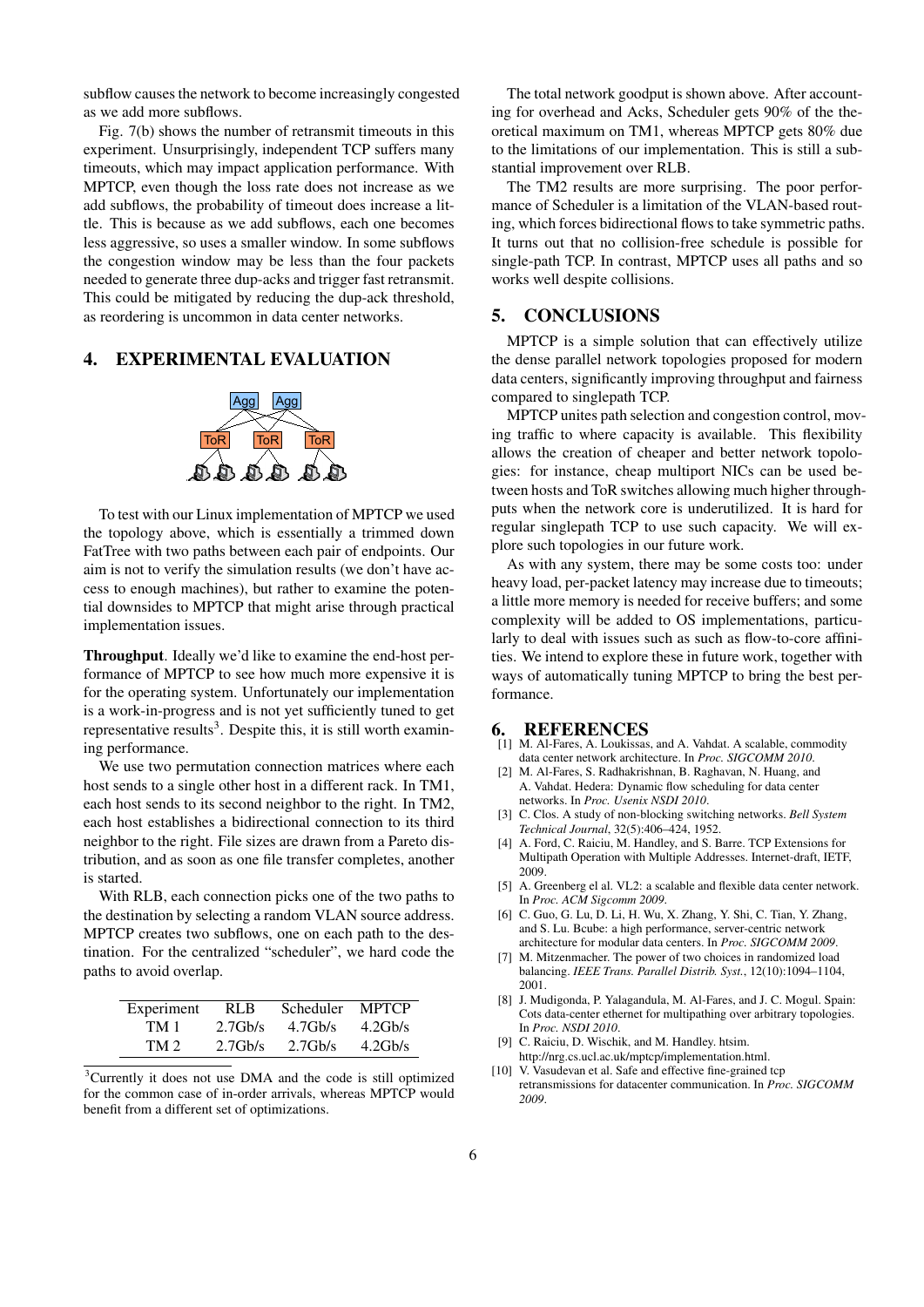subflow causes the network to become increasingly congested as we add more subflows.

Fig. 7(b) shows the number of retransmit timeouts in this experiment. Unsurprisingly, independent TCP suffers many timeouts, which may impact application performance. With MPTCP, even though the loss rate does not increase as we add subflows, the probability of timeout does increase a little. This is because as we add subflows, each one becomes less aggressive, so uses a smaller window. In some subflows the congestion window may be less than the four packets needed to generate three dup-acks and trigger fast retransmit. This could be mitigated by reducing the dup-ack threshold, as reordering is uncommon in data center networks.

## 4. EXPERIMENTAL EVALUATION

Agg Agg

ToR ToR ToR

To test with our Linux implementation of MPTCP we used the topology above, which is essentially a trimmed down FatTree with two paths between each pair of endpoints. Our aim is not to verify the simulation results (we don't have access to enough machines), but rather to examine the potential downsides to MPTCP that might arise through practical implementation issues.

**Throughput**. Ideally we'd like to examine the end-host performance of MPTCP to see how much more expensive it is for the operating system. Unfortunately our implementation is a work-in-progress and is not yet sufficiently tuned to get representative results[3]. Despite this, it is still worth examining performance.

We use two permutation connection matrices where each host sends to a single other host in a different rack. In TM1, each host sends to its second neighbor to the right. In TM2, each host establishes a bidirectional connection to its third neighbor to the right. File sizes are drawn from a Pareto distribution, and as soon as one file transfer completes, another is started.

With RLB, each connection picks one of the two paths to the destination by selecting a random VLAN source address. MPTCP creates two subflows, one on each path to the destination. For the centralized "scheduler", we hard code the paths to avoid overlap.

| Experiment | RLB | Scheduler | MPTCP |
|---|---|---|---|
| TM 1 | 2.7Gb/s | 4.7Gb/s | 4.2Gb/s |
| TM 2 | 2.7Gb/s | 2.7Gb/s | 4.2Gb/s |

[3] Currently it does not use DMA and the code is still optimized for the common case of in-order arrivals, whereas MPTCP would benefit from a different set of optimizations.

The total network goodput is shown above. After accounting for overhead and Acks, Scheduler gets 90% of the theoretical maximum on TM1, whereas MPTCP gets 80% due to the limitations of our implementation. This is still a substantial improvement over RLB.

The TM2 results are more surprising. The poor performance of Scheduler is a limitation of the VLAN-based routing, which forces bidirectional flows to take symmetric paths. It turns out that no collision-free schedule is possible for single-path TCP. In contrast, MPTCP uses all paths and so works well despite collisions.

## 5. CONCLUSIONS

MPTCP is a simple solution that can effectively utilize the dense parallel network topologies proposed for modern data centers, significantly improving throughput and fairness compared to singlepath TCP.

MPTCP unites path selection and congestion control, moving traffic to where capacity is available. This flexibility allows the creation of cheaper and better network topologies: for instance, cheap multiport NICs can be used between hosts and ToR switches allowing much higher throughputs when the network core is underutilized. It is hard for regular singlepath TCP to use such capacity. We will explore such topologies in our future work.

As with any system, there may be some costs too: under heavy load, per-packet latency may increase due to timeouts; a little more memory is needed for receive buffers; and some complexity will be added to OS implementations, particularly to deal with issues such as such as flow-to-core affinities. We intend to explore these in future work, together with ways of automatically tuning MPTCP to bring the best performance.

## 6. REFERENCES

[1] M. Al-Fares, A. Loukissas, and A. Vahdat. A scalable, commodity data center network architecture. In *Proc. SIGCOMM 2010*.

[2] M. Al-Fares, S. Radhakrishnan, B. Raghavan, N. Huang, and A. Vahdat. Hedera: Dynamic flow scheduling for data center networks. In *Proc. Usenix NSDI 2010*.

[3] C. Clos. A study of non-blocking switching networks. *Bell System Technical Journal*, 32(5):406–424, 1952.

[4] A. Ford, C. Raiciu, M. Handley, and S. Barre. TCP Extensions for Multipath Operation with Multiple Addresses. Internet-draft, IETF, 2009.

[5] A. Greenberg el al. VL2: a scalable and flexible data center network. In *Proc. ACM Sigcomm 2009*.

[6] C. Guo, G. Lu, D. Li, H. Wu, X. Zhang, Y. Shi, C. Tian, Y. Zhang, and S. Lu. Bcube: a high performance, server-centric network architecture for modular data centers. In *Proc. SIGCOMM 2009*.

[7] M. Mitzenmacher. The power of two choices in randomized load balancing. *IEEE Trans. Parallel Distrib. Syst.*, 12(10):1094–1104, 2001.

[8] J. Mudigonda, P. Yalagandula, M. Al-Fares, and J. C. Mogul. Spain: Cots data-center ethernet for multipathing over arbitrary topologies. In *Proc. NSDI 2010*.

[9] C. Raiciu, D. Wischik, and M. Handley. htsim. http://nrg.cs.ucl.ac.uk/mptcp/implementation.html.

[10] V. Vasudevan et al. Safe and effective fine-grained tcp retransmissions for datacenter communication. In *Proc. SIGCOMM 2009*.